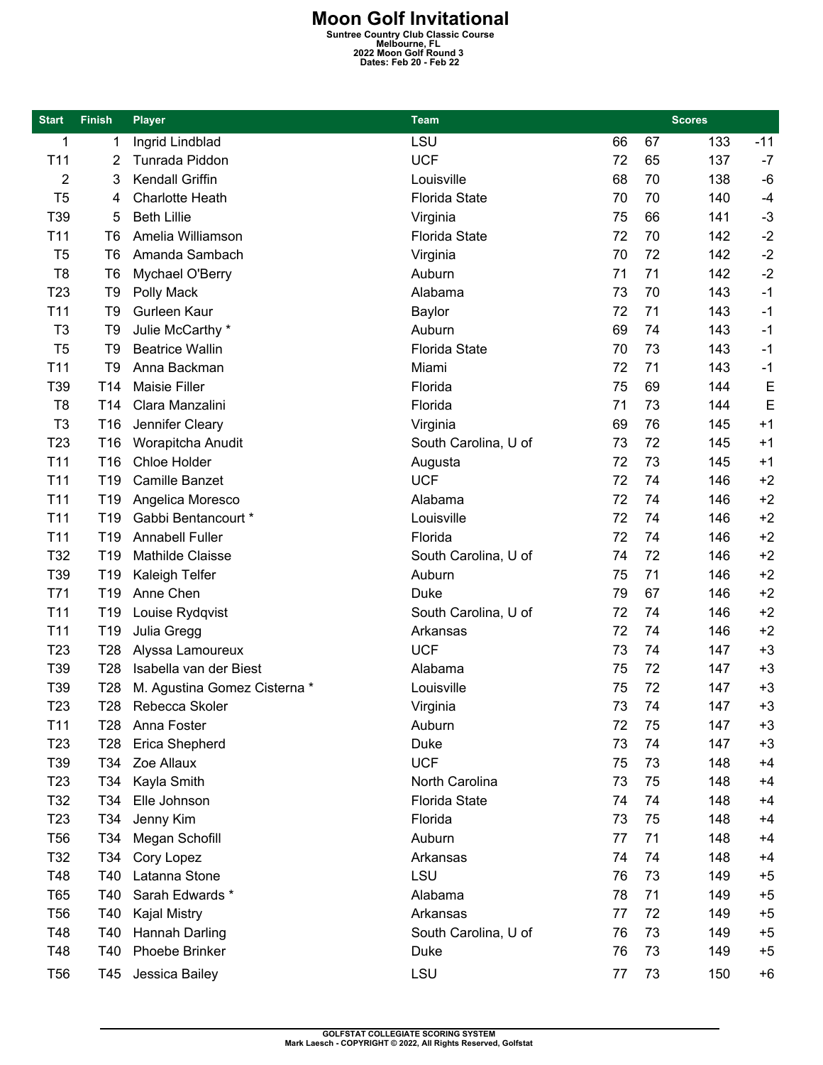# Moon Golf Invitational

**Suntree Country Club Classic Course**
**Melbourne, FL**
**2022 Moon Golf Round 3**
**Dates: Feb 20 - Feb 22**

| Start | Finish | Player | Team | Scores | | | |
|---|---|---|---|---|---|---|---|
| 1 | 1 | Ingrid Lindblad | LSU | 66 | 67 | 133 | -11 |
| T11 | 2 | Tunrada Piddon | UCF | 72 | 65 | 137 | -7 |
| 2 | 3 | Kendall Griffin | Louisville | 68 | 70 | 138 | -6 |
| T5 | 4 | Charlotte Heath | Florida State | 70 | 70 | 140 | -4 |
| T39 | 5 | Beth Lillie | Virginia | 75 | 66 | 141 | -3 |
| T11 | T6 | Amelia Williamson | Florida State | 72 | 70 | 142 | -2 |
| T5 | T6 | Amanda Sambach | Virginia | 70 | 72 | 142 | -2 |
| T8 | T6 | Mychael O'Berry | Auburn | 71 | 71 | 142 | -2 |
| T23 | T9 | Polly Mack | Alabama | 73 | 70 | 143 | -1 |
| T11 | T9 | Gurleen Kaur | Baylor | 72 | 71 | 143 | -1 |
| T3 | T9 | Julie McCarthy * | Auburn | 69 | 74 | 143 | -1 |
| T5 | T9 | Beatrice Wallin | Florida State | 70 | 73 | 143 | -1 |
| T11 | T9 | Anna Backman | Miami | 72 | 71 | 143 | -1 |
| T39 | T14 | Maisie Filler | Florida | 75 | 69 | 144 | E |
| T8 | T14 | Clara Manzalini | Florida | 71 | 73 | 144 | E |
| T3 | T16 | Jennifer Cleary | Virginia | 69 | 76 | 145 | +1 |
| T23 | T16 | Worapitcha Anudit | South Carolina, U of | 73 | 72 | 145 | +1 |
| T11 | T16 | Chloe Holder | Augusta | 72 | 73 | 145 | +1 |
| T11 | T19 | Camille Banzet | UCF | 72 | 74 | 146 | +2 |
| T11 | T19 | Angelica Moresco | Alabama | 72 | 74 | 146 | +2 |
| T11 | T19 | Gabbi Bentancourt * | Louisville | 72 | 74 | 146 | +2 |
| T11 | T19 | Annabell Fuller | Florida | 72 | 74 | 146 | +2 |
| T32 | T19 | Mathilde Claisse | South Carolina, U of | 74 | 72 | 146 | +2 |
| T39 | T19 | Kaleigh Telfer | Auburn | 75 | 71 | 146 | +2 |
| T71 | T19 | Anne Chen | Duke | 79 | 67 | 146 | +2 |
| T11 | T19 | Louise Rydqvist | South Carolina, U of | 72 | 74 | 146 | +2 |
| T11 | T19 | Julia Gregg | Arkansas | 72 | 74 | 146 | +2 |
| T23 | T28 | Alyssa Lamoureux | UCF | 73 | 74 | 147 | +3 |
| T39 | T28 | Isabella van der Biest | Alabama | 75 | 72 | 147 | +3 |
| T39 | T28 | M. Agustina Gomez Cisterna * | Louisville | 75 | 72 | 147 | +3 |
| T23 | T28 | Rebecca Skoler | Virginia | 73 | 74 | 147 | +3 |
| T11 | T28 | Anna Foster | Auburn | 72 | 75 | 147 | +3 |
| T23 | T28 | Erica Shepherd | Duke | 73 | 74 | 147 | +3 |
| T39 | T34 | Zoe Allaux | UCF | 75 | 73 | 148 | +4 |
| T23 | T34 | Kayla Smith | North Carolina | 73 | 75 | 148 | +4 |
| T32 | T34 | Elle Johnson | Florida State | 74 | 74 | 148 | +4 |
| T23 | T34 | Jenny Kim | Florida | 73 | 75 | 148 | +4 |
| T56 | T34 | Megan Schofill | Auburn | 77 | 71 | 148 | +4 |
| T32 | T34 | Cory Lopez | Arkansas | 74 | 74 | 148 | +4 |
| T48 | T40 | Latanna Stone | LSU | 76 | 73 | 149 | +5 |
| T65 | T40 | Sarah Edwards * | Alabama | 78 | 71 | 149 | +5 |
| T56 | T40 | Kajal Mistry | Arkansas | 77 | 72 | 149 | +5 |
| T48 | T40 | Hannah Darling | South Carolina, U of | 76 | 73 | 149 | +5 |
| T48 | T40 | Phoebe Brinker | Duke | 76 | 73 | 149 | +5 |
| T56 | T45 | Jessica Bailey | LSU | 77 | 73 | 150 | +6 |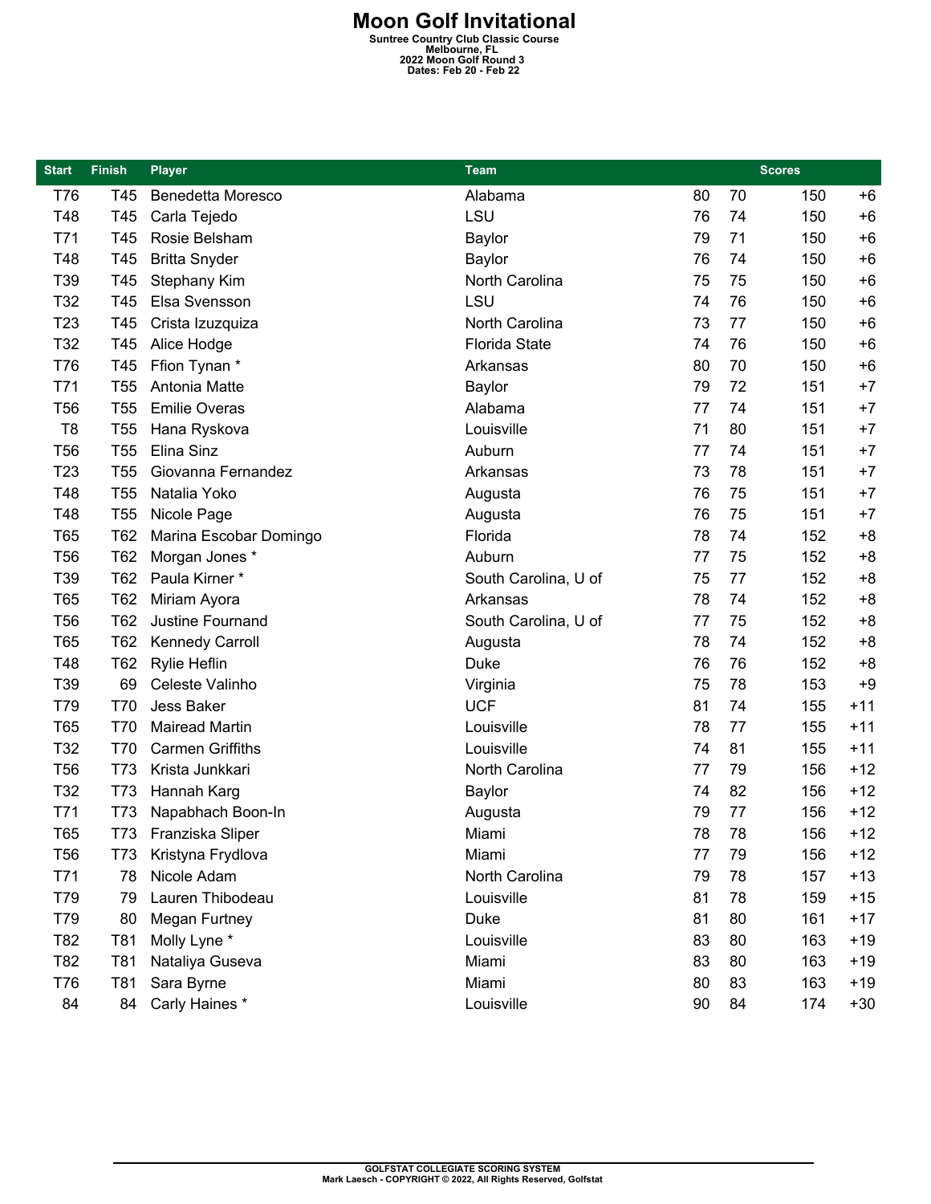# Moon Golf Invitational

**Suntree Country Club Classic Course**
**Melbourne, FL**
**2022 Moon Golf Round 3**
**Dates: Feb 20 - Feb 22**

| Start | Finish | Player | Team | Scores | | | |
|---|---|---|---|---|---|---|---|
| T76 | T45 | Benedetta Moresco | Alabama | 80 | 70 | 150 | +6 |
| T48 | T45 | Carla Tejedo | LSU | 76 | 74 | 150 | +6 |
| T71 | T45 | Rosie Belsham | Baylor | 79 | 71 | 150 | +6 |
| T48 | T45 | Britta Snyder | Baylor | 76 | 74 | 150 | +6 |
| T39 | T45 | Stephany Kim | North Carolina | 75 | 75 | 150 | +6 |
| T32 | T45 | Elsa Svensson | LSU | 74 | 76 | 150 | +6 |
| T23 | T45 | Crista Izuzquiza | North Carolina | 73 | 77 | 150 | +6 |
| T32 | T45 | Alice Hodge | Florida State | 74 | 76 | 150 | +6 |
| T76 | T45 | Ffion Tynan * | Arkansas | 80 | 70 | 150 | +6 |
| T71 | T55 | Antonia Matte | Baylor | 79 | 72 | 151 | +7 |
| T56 | T55 | Emilie Overas | Alabama | 77 | 74 | 151 | +7 |
| T8 | T55 | Hana Ryskova | Louisville | 71 | 80 | 151 | +7 |
| T56 | T55 | Elina Sinz | Auburn | 77 | 74 | 151 | +7 |
| T23 | T55 | Giovanna Fernandez | Arkansas | 73 | 78 | 151 | +7 |
| T48 | T55 | Natalia Yoko | Augusta | 76 | 75 | 151 | +7 |
| T48 | T55 | Nicole Page | Augusta | 76 | 75 | 151 | +7 |
| T65 | T62 | Marina Escobar Domingo | Florida | 78 | 74 | 152 | +8 |
| T56 | T62 | Morgan Jones * | Auburn | 77 | 75 | 152 | +8 |
| T39 | T62 | Paula Kirner * | South Carolina, U of | 75 | 77 | 152 | +8 |
| T65 | T62 | Miriam Ayora | Arkansas | 78 | 74 | 152 | +8 |
| T56 | T62 | Justine Fournand | South Carolina, U of | 77 | 75 | 152 | +8 |
| T65 | T62 | Kennedy Carroll | Augusta | 78 | 74 | 152 | +8 |
| T48 | T62 | Rylie Heflin | Duke | 76 | 76 | 152 | +8 |
| T39 | 69 | Celeste Valinho | Virginia | 75 | 78 | 153 | +9 |
| T79 | T70 | Jess Baker | UCF | 81 | 74 | 155 | +11 |
| T65 | T70 | Mairead Martin | Louisville | 78 | 77 | 155 | +11 |
| T32 | T70 | Carmen Griffiths | Louisville | 74 | 81 | 155 | +11 |
| T56 | T73 | Krista Junkkari | North Carolina | 77 | 79 | 156 | +12 |
| T32 | T73 | Hannah Karg | Baylor | 74 | 82 | 156 | +12 |
| T71 | T73 | Napabhach Boon-In | Augusta | 79 | 77 | 156 | +12 |
| T65 | T73 | Franziska Sliper | Miami | 78 | 78 | 156 | +12 |
| T56 | T73 | Kristyna Frydlova | Miami | 77 | 79 | 156 | +12 |
| T71 | 78 | Nicole Adam | North Carolina | 79 | 78 | 157 | +13 |
| T79 | 79 | Lauren Thibodeau | Louisville | 81 | 78 | 159 | +15 |
| T79 | 80 | Megan Furtney | Duke | 81 | 80 | 161 | +17 |
| T82 | T81 | Molly Lyne * | Louisville | 83 | 80 | 163 | +19 |
| T82 | T81 | Nataliya Guseva | Miami | 83 | 80 | 163 | +19 |
| T76 | T81 | Sara Byrne | Miami | 80 | 83 | 163 | +19 |
| 84 | 84 | Carly Haines * | Louisville | 90 | 84 | 174 | +30 |

GOLFSTAT COLLEGIATE SCORING SYSTEM
Mark Laesch - COPYRIGHT © 2022, All Rights Reserved, Golfstat